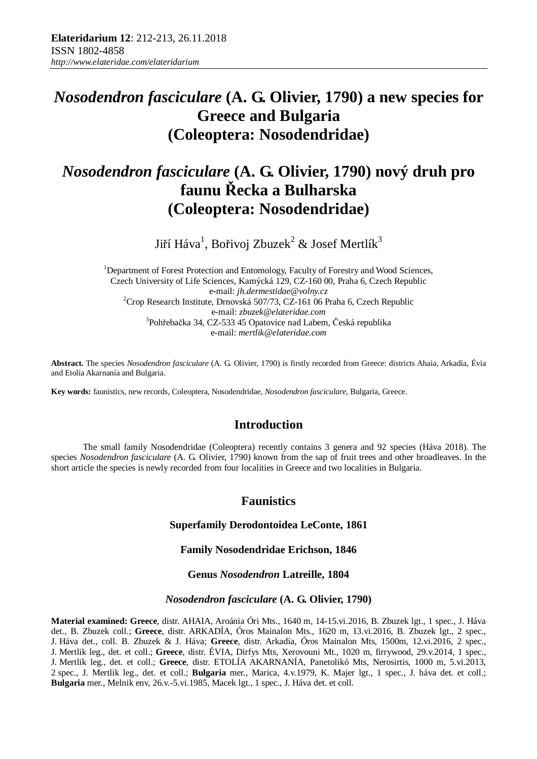# *Nosodendron fasciculare* (A. G. Olivier, 1790) a new species for Greece and Bulgaria (Coleoptera: Nosodendridae)

# *Nosodendron fasciculare* (A. G. Olivier, 1790) nový druh pro faunu Řecka a Bulharska (Coleoptera: Nosodendridae)

Jiří Háva[1], Bořivoj Zbuzek[2] & Josef Mertlík[3]

[1]Department of Forest Protection and Entomology, Faculty of Forestry and Wood Sciences, Czech University of Life Sciences, Kamýcká 129, CZ-160 00, Praha 6, Czech Republic
e-mail: *jh.dermestidae@volny.cz*
[2]Crop Research Institute, Drnovská 507/73, CZ-161 06 Praha 6, Czech Republic
e-mail: *zbuzek@elateridae.com*
[3]Pohřebačka 34, CZ-533 45 Opatovice nad Labem, Česká republika
e-mail: *mertlik@elateridae.com*

**Abstract.** The species *Nosodendron fasciculare* (A. G. Olivier, 1790) is firstly recorded from Greece: districts Ahaia, Arkadía, Évia and Etolía Akarnanía and Bulgaria.

**Key words:** faunistics, new records, Coleoptera, Nosodendridae, *Nosodendron fasciculare*, Bulgaria, Greece.

## Introduction

The small family Nosodendridae (Coleoptera) recently contains 3 genera and 92 species (Háva 2018). The species *Nosodendron fasciculare* (A. G. Olivier, 1790) known from the sap of fruit trees and other broadleaves. In the short article the species is newly recorded from four localities in Greece and two localities in Bulgaria.

## Faunistics

### Superfamily Derodontoidea LeConte, 1861

### Family Nosodendridae Erichson, 1846

### Genus *Nosodendron* Latreille, 1804

### *Nosodendron fasciculare* (A. G. Olivier, 1790)

**Material examined: Greece**, distr. AHAIA, Aroánia Óri Mts., 1640 m, 14-15.vi.2016, B. Zbuzek lgt., 1 spec., J. Háva det., B. Zbuzek coll.; **Greece**, distr. ARKADÍA, Óros Mainalon Mts., 1620 m, 13.vi.2016, B. Zbuzek lgt., 2 spec., J. Háva det., coll. B. Zbuzek & J. Háva; **Greece**, distr. Arkadía, Óros Mainalon Mts, 1500m, 12.vi.2016, 2 spec., J. Mertlik leg., det. et coll.; **Greece**, distr. ÉVIA, Dirfys Mts, Xerovouni Mt., 1020 m, firrywood, 29.v.2014, 1 spec., J. Mertlik leg., det. et coll.; **Greece**, distr. ETOLÍA AKARNANÍA, Panetolikó Mts, Nerosirtis, 1000 m, 5.vi.2013, 2 spec., J. Mertlik leg., det. et coll.; **Bulgaria** mer., Marica, 4.v.1979, K. Majer lgt., 1 spec., J. háva det. et coll.; **Bulgaria** mer., Melnik env, 26.v.-5.vi.1985, Macek lgt., 1 spec., J. Háva det. et coll.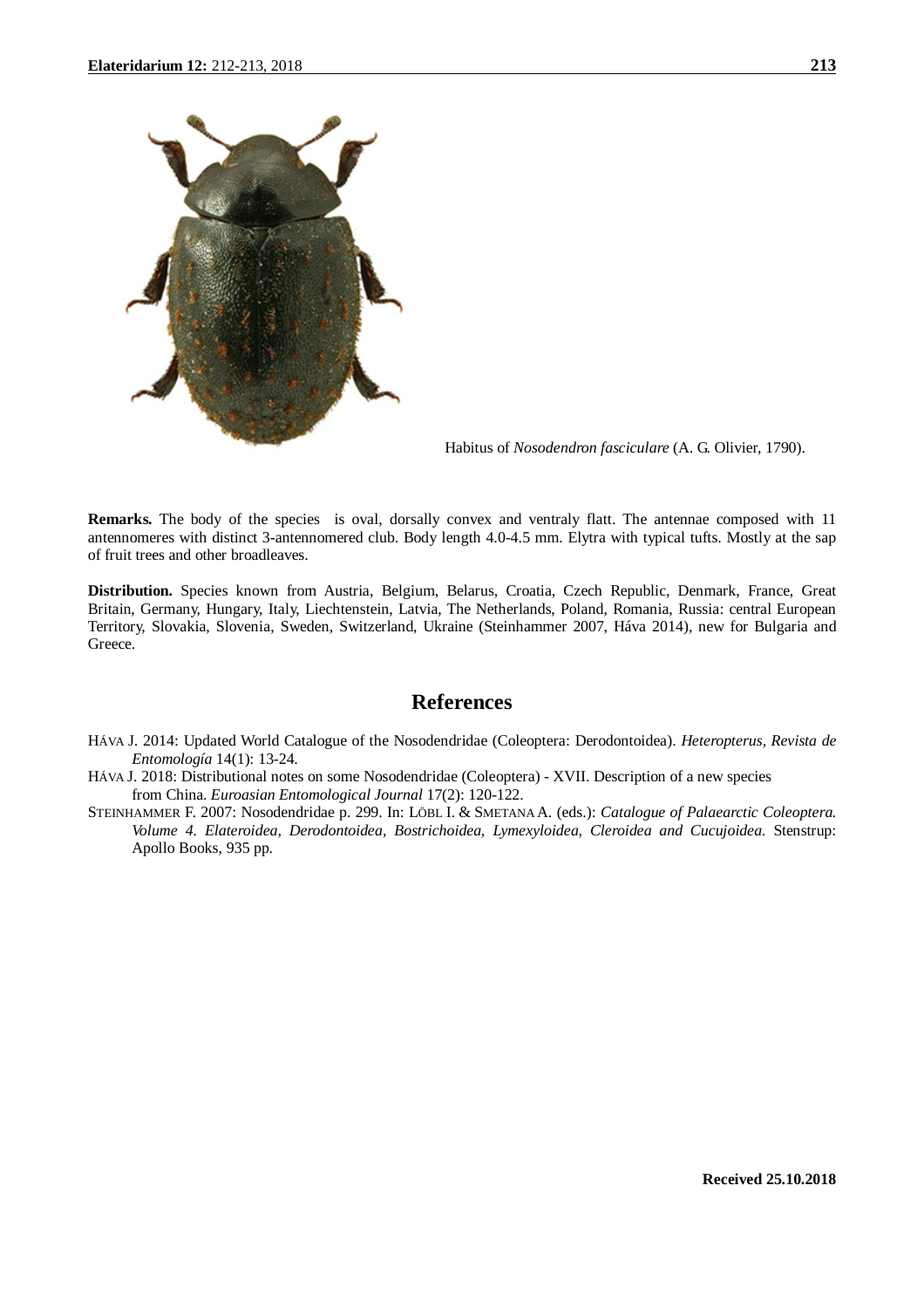Habitus of *Nosodendron fasciculare* (A. G. Olivier, 1790).

**Remarks.** The body of the species is oval, dorsally convex and ventraly flatt. The antennae composed with 11 antennomeres with distinct 3-antennomered club. Body length 4.0-4.5 mm. Elytra with typical tufts. Mostly at the sap of fruit trees and other broadleaves.

**Distribution.** Species known from Austria, Belgium, Belarus, Croatia, Czech Republic, Denmark, France, Great Britain, Germany, Hungary, Italy, Liechtenstein, Latvia, The Netherlands, Poland, Romania, Russia: central European Territory, Slovakia, Slovenia, Sweden, Switzerland, Ukraine (Steinhammer 2007, Háva 2014), new for Bulgaria and Greece.

## References

HÁVA J. 2014: Updated World Catalogue of the Nosodendridae (Coleoptera: Derodontoidea). *Heteropterus, Revista de Entomología* 14(1): 13-24.

HÁVA J. 2018: Distributional notes on some Nosodendridae (Coleoptera) - XVII. Description of a new species from China. *Euroasian Entomological Journal* 17(2): 120-122.

STEINHAMMER F. 2007: Nosodendridae p. 299. In: LÖBL I. & SMETANA A. (eds.): *Catalogue of Palaearctic Coleoptera. Volume 4. Elateroidea, Derodontoidea, Bostrichoidea, Lymexyloidea, Cleroidea and Cucujoidea.* Stenstrup: Apollo Books, 935 pp.

**Received 25.10.2018**